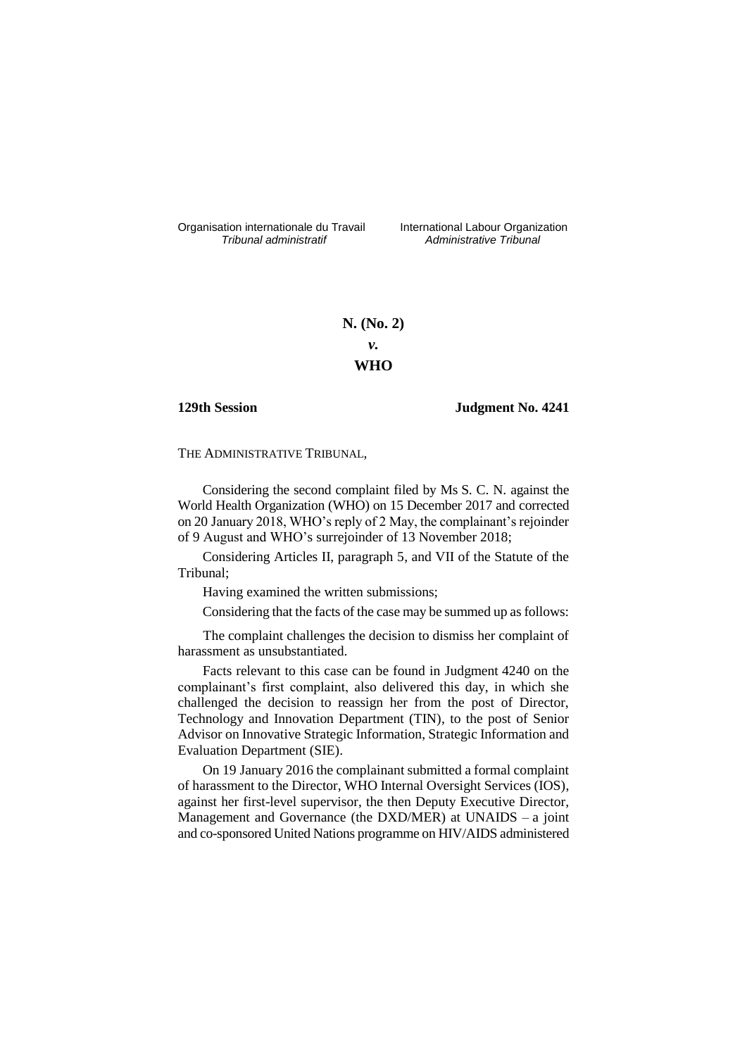Organisation internationale du Travail *Tribunal administratif*

International Labour Organization *Administrative Tribunal*

**N. (No. 2)**

***v.***

**WHO**

**129th Session** **Judgment No. 4241**

THE ADMINISTRATIVE TRIBUNAL,

Considering the second complaint filed by Ms S. C. N. against the World Health Organization (WHO) on 15 December 2017 and corrected on 20 January 2018, WHO's reply of 2 May, the complainant's rejoinder of 9 August and WHO's surrejoinder of 13 November 2018;

Considering Articles II, paragraph 5, and VII of the Statute of the Tribunal;

Having examined the written submissions;

Considering that the facts of the case may be summed up as follows:

The complaint challenges the decision to dismiss her complaint of harassment as unsubstantiated.

Facts relevant to this case can be found in Judgment 4240 on the complainant's first complaint, also delivered this day, in which she challenged the decision to reassign her from the post of Director, Technology and Innovation Department (TIN), to the post of Senior Advisor on Innovative Strategic Information, Strategic Information and Evaluation Department (SIE).

On 19 January 2016 the complainant submitted a formal complaint of harassment to the Director, WHO Internal Oversight Services (IOS), against her first-level supervisor, the then Deputy Executive Director, Management and Governance (the DXD/MER) at UNAIDS – a joint and co-sponsored United Nations programme on HIV/AIDS administered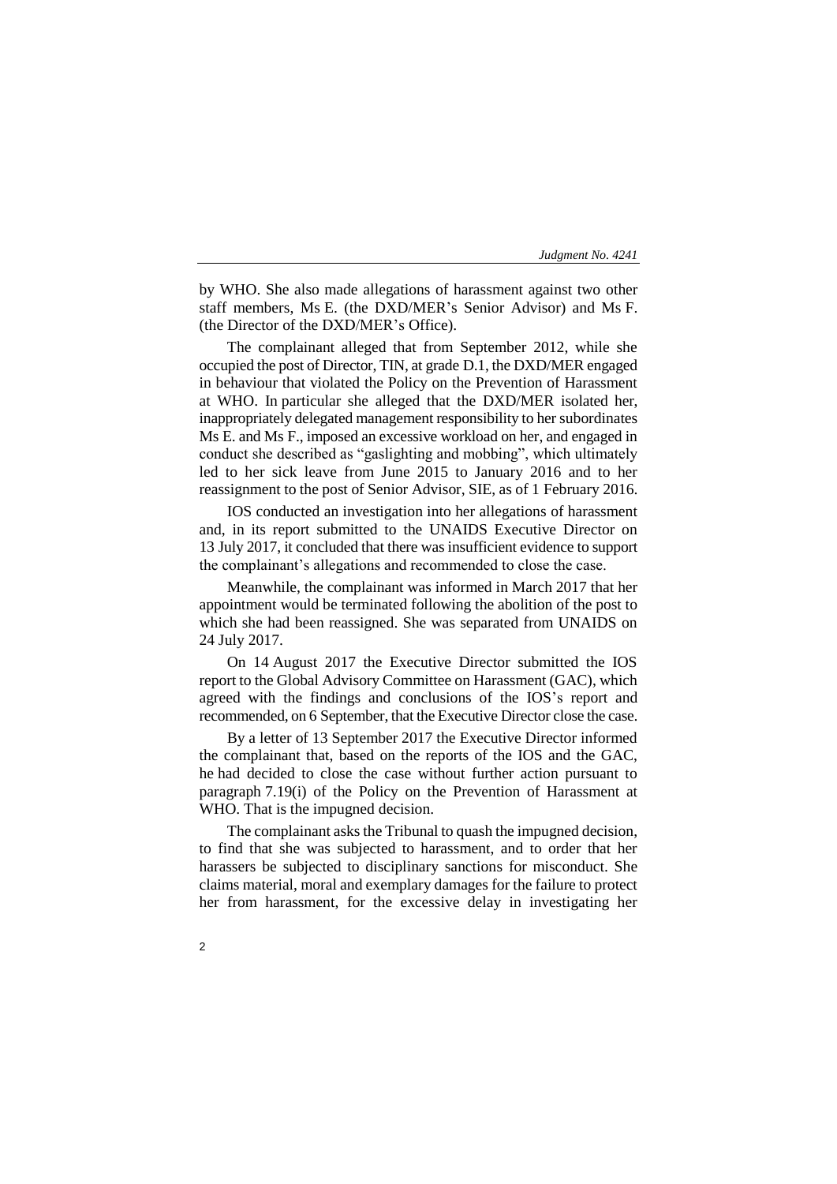by WHO. She also made allegations of harassment against two other staff members, Ms E. (the DXD/MER's Senior Advisor) and Ms F. (the Director of the DXD/MER's Office).

The complainant alleged that from September 2012, while she occupied the post of Director, TIN, at grade D.1, the DXD/MER engaged in behaviour that violated the Policy on the Prevention of Harassment at WHO. In particular she alleged that the DXD/MER isolated her, inappropriately delegated management responsibility to her subordinates Ms E. and Ms F., imposed an excessive workload on her, and engaged in conduct she described as "gaslighting and mobbing", which ultimately led to her sick leave from June 2015 to January 2016 and to her reassignment to the post of Senior Advisor, SIE, as of 1 February 2016.

IOS conducted an investigation into her allegations of harassment and, in its report submitted to the UNAIDS Executive Director on 13 July 2017, it concluded that there was insufficient evidence to support the complainant's allegations and recommended to close the case.

Meanwhile, the complainant was informed in March 2017 that her appointment would be terminated following the abolition of the post to which she had been reassigned. She was separated from UNAIDS on 24 July 2017.

On 14 August 2017 the Executive Director submitted the IOS report to the Global Advisory Committee on Harassment (GAC), which agreed with the findings and conclusions of the IOS's report and recommended, on 6 September, that the Executive Director close the case.

By a letter of 13 September 2017 the Executive Director informed the complainant that, based on the reports of the IOS and the GAC, he had decided to close the case without further action pursuant to paragraph 7.19(i) of the Policy on the Prevention of Harassment at WHO. That is the impugned decision.

The complainant asks the Tribunal to quash the impugned decision, to find that she was subjected to harassment, and to order that her harassers be subjected to disciplinary sanctions for misconduct. She claims material, moral and exemplary damages for the failure to protect her from harassment, for the excessive delay in investigating her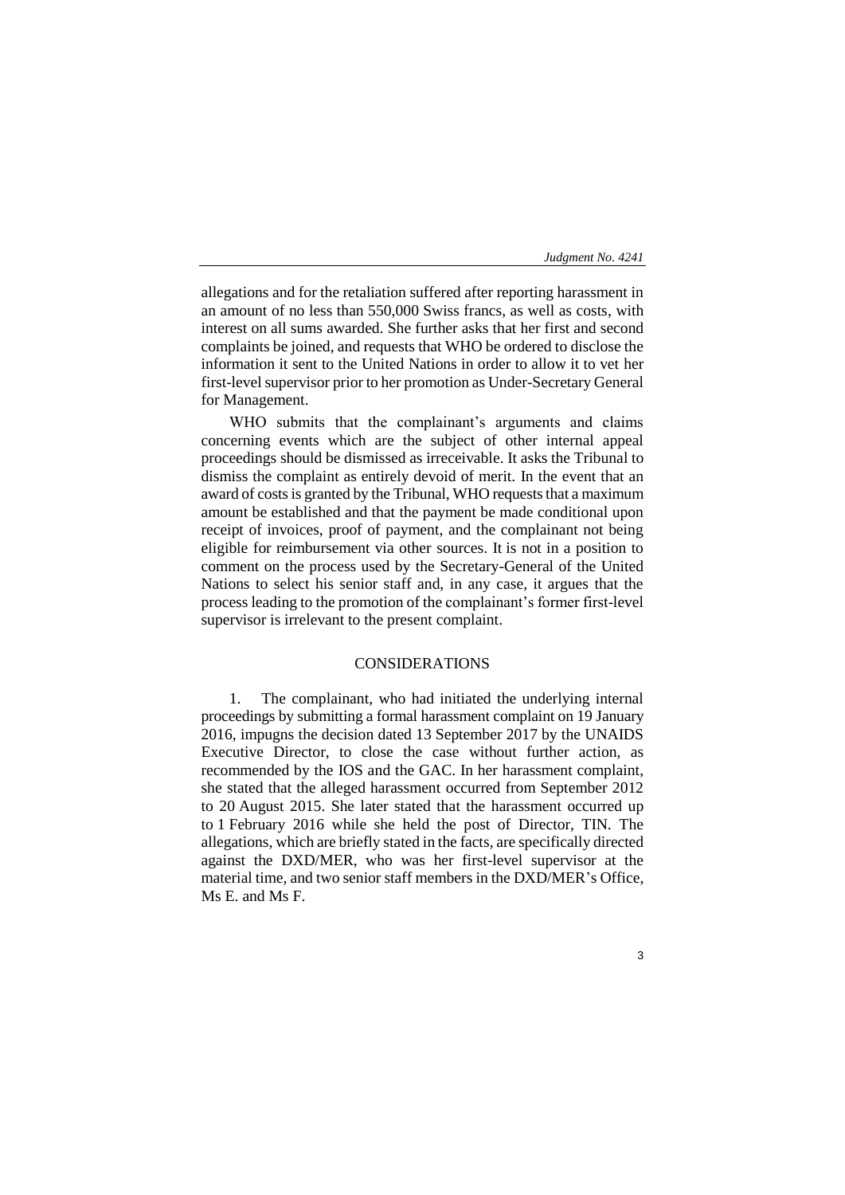allegations and for the retaliation suffered after reporting harassment in an amount of no less than 550,000 Swiss francs, as well as costs, with interest on all sums awarded. She further asks that her first and second complaints be joined, and requests that WHO be ordered to disclose the information it sent to the United Nations in order to allow it to vet her first-level supervisor prior to her promotion as Under-Secretary General for Management.

WHO submits that the complainant's arguments and claims concerning events which are the subject of other internal appeal proceedings should be dismissed as irreceivable. It asks the Tribunal to dismiss the complaint as entirely devoid of merit. In the event that an award of costs is granted by the Tribunal, WHO requests that a maximum amount be established and that the payment be made conditional upon receipt of invoices, proof of payment, and the complainant not being eligible for reimbursement via other sources. It is not in a position to comment on the process used by the Secretary-General of the United Nations to select his senior staff and, in any case, it argues that the process leading to the promotion of the complainant's former first-level supervisor is irrelevant to the present complaint.

## CONSIDERATIONS

1. The complainant, who had initiated the underlying internal proceedings by submitting a formal harassment complaint on 19 January 2016, impugns the decision dated 13 September 2017 by the UNAIDS Executive Director, to close the case without further action, as recommended by the IOS and the GAC. In her harassment complaint, she stated that the alleged harassment occurred from September 2012 to 20 August 2015. She later stated that the harassment occurred up to 1 February 2016 while she held the post of Director, TIN. The allegations, which are briefly stated in the facts, are specifically directed against the DXD/MER, who was her first-level supervisor at the material time, and two senior staff members in the DXD/MER's Office, Ms E. and Ms F.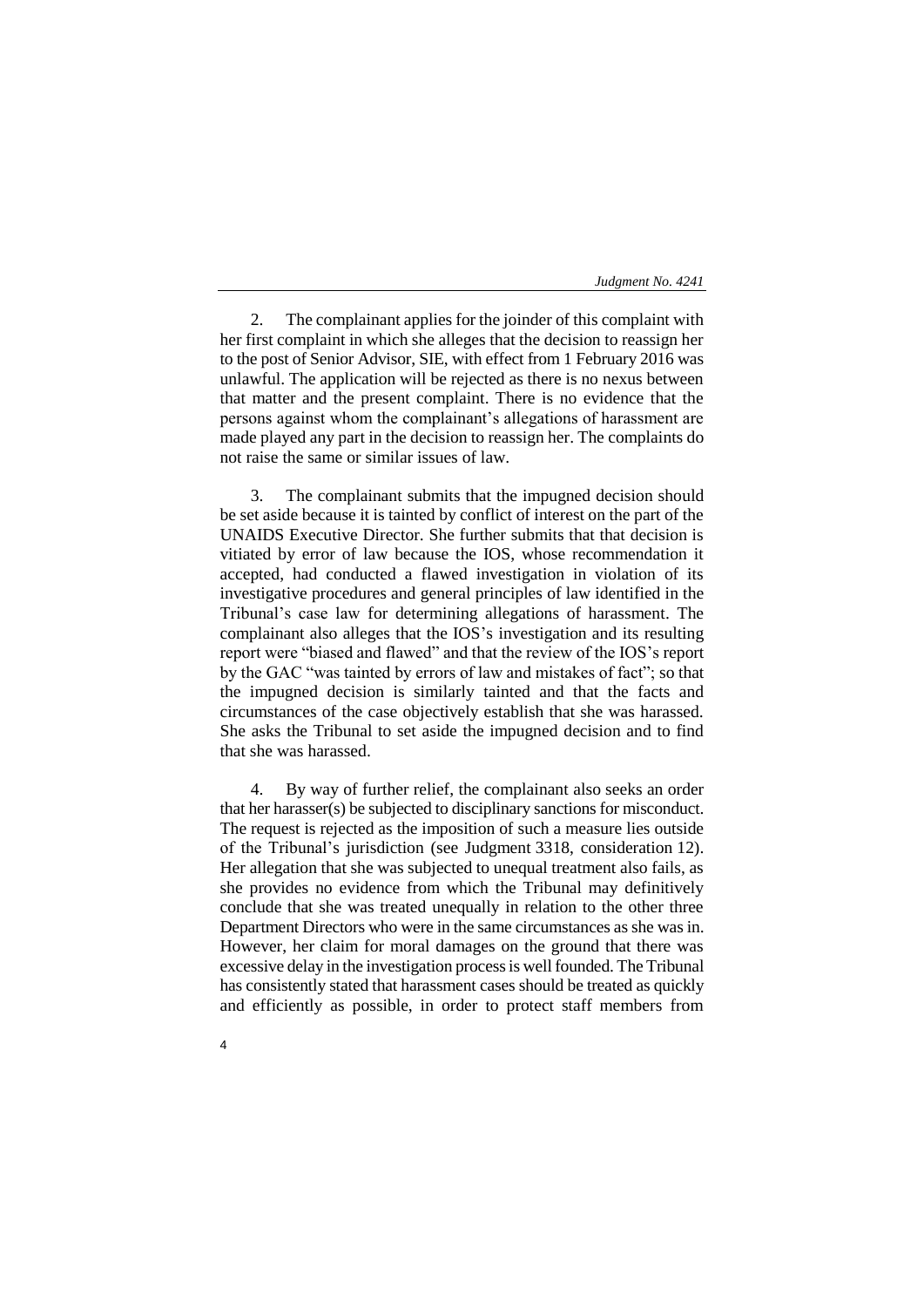2. The complainant applies for the joinder of this complaint with her first complaint in which she alleges that the decision to reassign her to the post of Senior Advisor, SIE, with effect from 1 February 2016 was unlawful. The application will be rejected as there is no nexus between that matter and the present complaint. There is no evidence that the persons against whom the complainant's allegations of harassment are made played any part in the decision to reassign her. The complaints do not raise the same or similar issues of law.

3. The complainant submits that the impugned decision should be set aside because it is tainted by conflict of interest on the part of the UNAIDS Executive Director. She further submits that that decision is vitiated by error of law because the IOS, whose recommendation it accepted, had conducted a flawed investigation in violation of its investigative procedures and general principles of law identified in the Tribunal's case law for determining allegations of harassment. The complainant also alleges that the IOS's investigation and its resulting report were "biased and flawed" and that the review of the IOS's report by the GAC "was tainted by errors of law and mistakes of fact"; so that the impugned decision is similarly tainted and that the facts and circumstances of the case objectively establish that she was harassed. She asks the Tribunal to set aside the impugned decision and to find that she was harassed.

4. By way of further relief, the complainant also seeks an order that her harasser(s) be subjected to disciplinary sanctions for misconduct. The request is rejected as the imposition of such a measure lies outside of the Tribunal's jurisdiction (see Judgment 3318, consideration 12). Her allegation that she was subjected to unequal treatment also fails, as she provides no evidence from which the Tribunal may definitively conclude that she was treated unequally in relation to the other three Department Directors who were in the same circumstances as she was in. However, her claim for moral damages on the ground that there was excessive delay in the investigation process is well founded. The Tribunal has consistently stated that harassment cases should be treated as quickly and efficiently as possible, in order to protect staff members from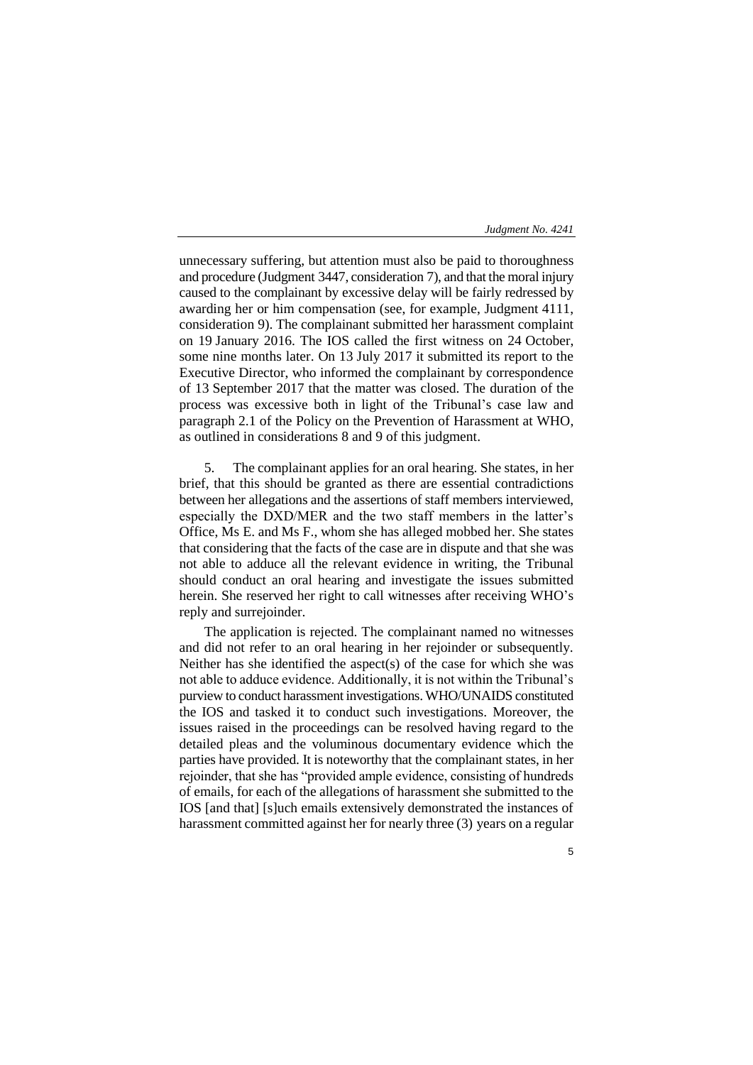unnecessary suffering, but attention must also be paid to thoroughness and procedure (Judgment 3447, consideration 7), and that the moral injury caused to the complainant by excessive delay will be fairly redressed by awarding her or him compensation (see, for example, Judgment 4111, consideration 9). The complainant submitted her harassment complaint on 19 January 2016. The IOS called the first witness on 24 October, some nine months later. On 13 July 2017 it submitted its report to the Executive Director, who informed the complainant by correspondence of 13 September 2017 that the matter was closed. The duration of the process was excessive both in light of the Tribunal's case law and paragraph 2.1 of the Policy on the Prevention of Harassment at WHO, as outlined in considerations 8 and 9 of this judgment.

5. The complainant applies for an oral hearing. She states, in her brief, that this should be granted as there are essential contradictions between her allegations and the assertions of staff members interviewed, especially the DXD/MER and the two staff members in the latter's Office, Ms E. and Ms F., whom she has alleged mobbed her. She states that considering that the facts of the case are in dispute and that she was not able to adduce all the relevant evidence in writing, the Tribunal should conduct an oral hearing and investigate the issues submitted herein. She reserved her right to call witnesses after receiving WHO's reply and surrejoinder.

The application is rejected. The complainant named no witnesses and did not refer to an oral hearing in her rejoinder or subsequently. Neither has she identified the aspect(s) of the case for which she was not able to adduce evidence. Additionally, it is not within the Tribunal's purview to conduct harassment investigations. WHO/UNAIDS constituted the IOS and tasked it to conduct such investigations. Moreover, the issues raised in the proceedings can be resolved having regard to the detailed pleas and the voluminous documentary evidence which the parties have provided. It is noteworthy that the complainant states, in her rejoinder, that she has "provided ample evidence, consisting of hundreds of emails, for each of the allegations of harassment she submitted to the IOS [and that] [s]uch emails extensively demonstrated the instances of harassment committed against her for nearly three (3) years on a regular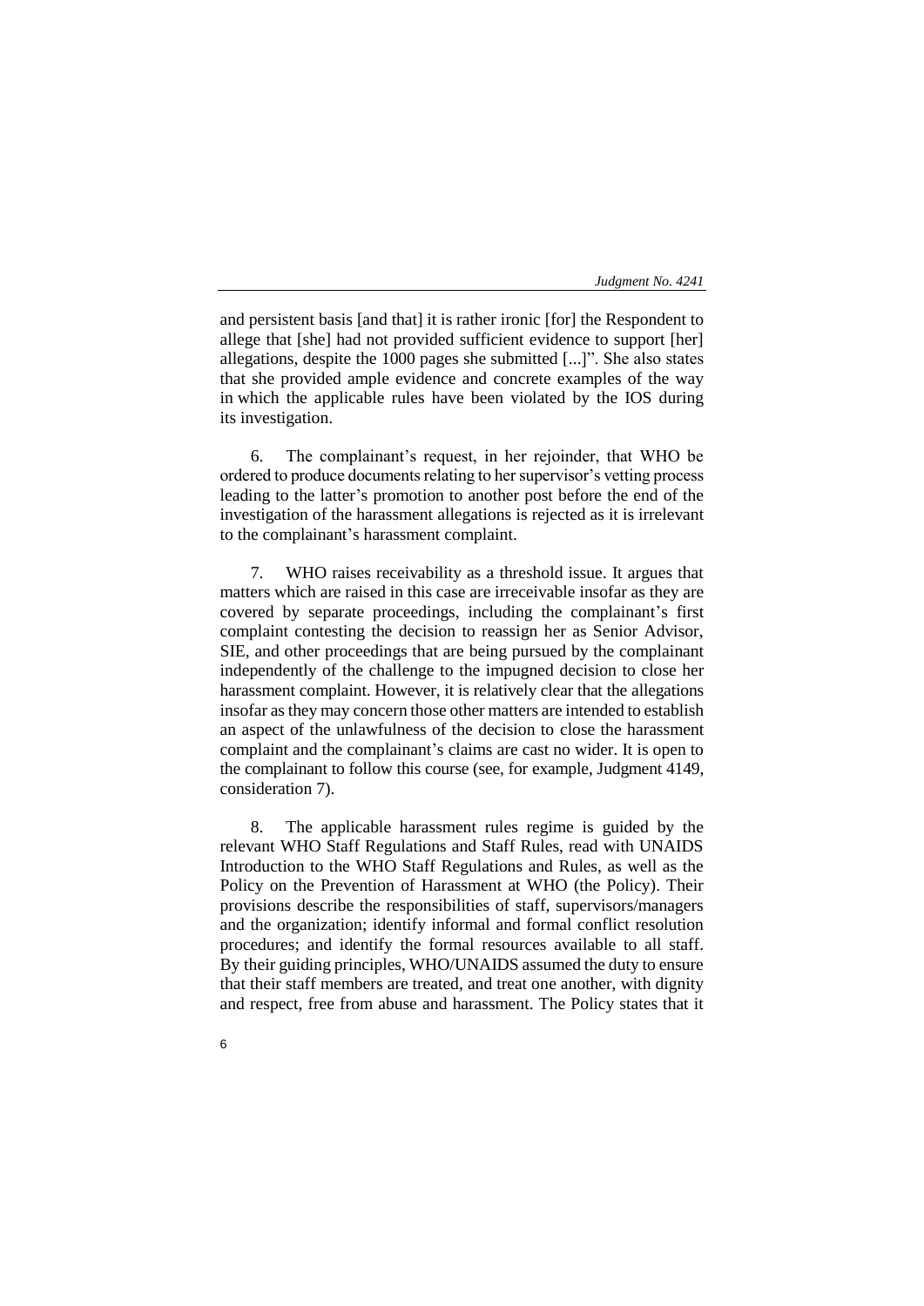and persistent basis [and that] it is rather ironic [for] the Respondent to allege that [she] had not provided sufficient evidence to support [her] allegations, despite the 1000 pages she submitted [...]". She also states that she provided ample evidence and concrete examples of the way in which the applicable rules have been violated by the IOS during its investigation.

6. The complainant's request, in her rejoinder, that WHO be ordered to produce documents relating to her supervisor's vetting process leading to the latter's promotion to another post before the end of the investigation of the harassment allegations is rejected as it is irrelevant to the complainant's harassment complaint.

7. WHO raises receivability as a threshold issue. It argues that matters which are raised in this case are irreceivable insofar as they are covered by separate proceedings, including the complainant's first complaint contesting the decision to reassign her as Senior Advisor, SIE, and other proceedings that are being pursued by the complainant independently of the challenge to the impugned decision to close her harassment complaint. However, it is relatively clear that the allegations insofar as they may concern those other matters are intended to establish an aspect of the unlawfulness of the decision to close the harassment complaint and the complainant's claims are cast no wider. It is open to the complainant to follow this course (see, for example, Judgment 4149, consideration 7).

8. The applicable harassment rules regime is guided by the relevant WHO Staff Regulations and Staff Rules, read with UNAIDS Introduction to the WHO Staff Regulations and Rules, as well as the Policy on the Prevention of Harassment at WHO (the Policy). Their provisions describe the responsibilities of staff, supervisors/managers and the organization; identify informal and formal conflict resolution procedures; and identify the formal resources available to all staff. By their guiding principles, WHO/UNAIDS assumed the duty to ensure that their staff members are treated, and treat one another, with dignity and respect, free from abuse and harassment. The Policy states that it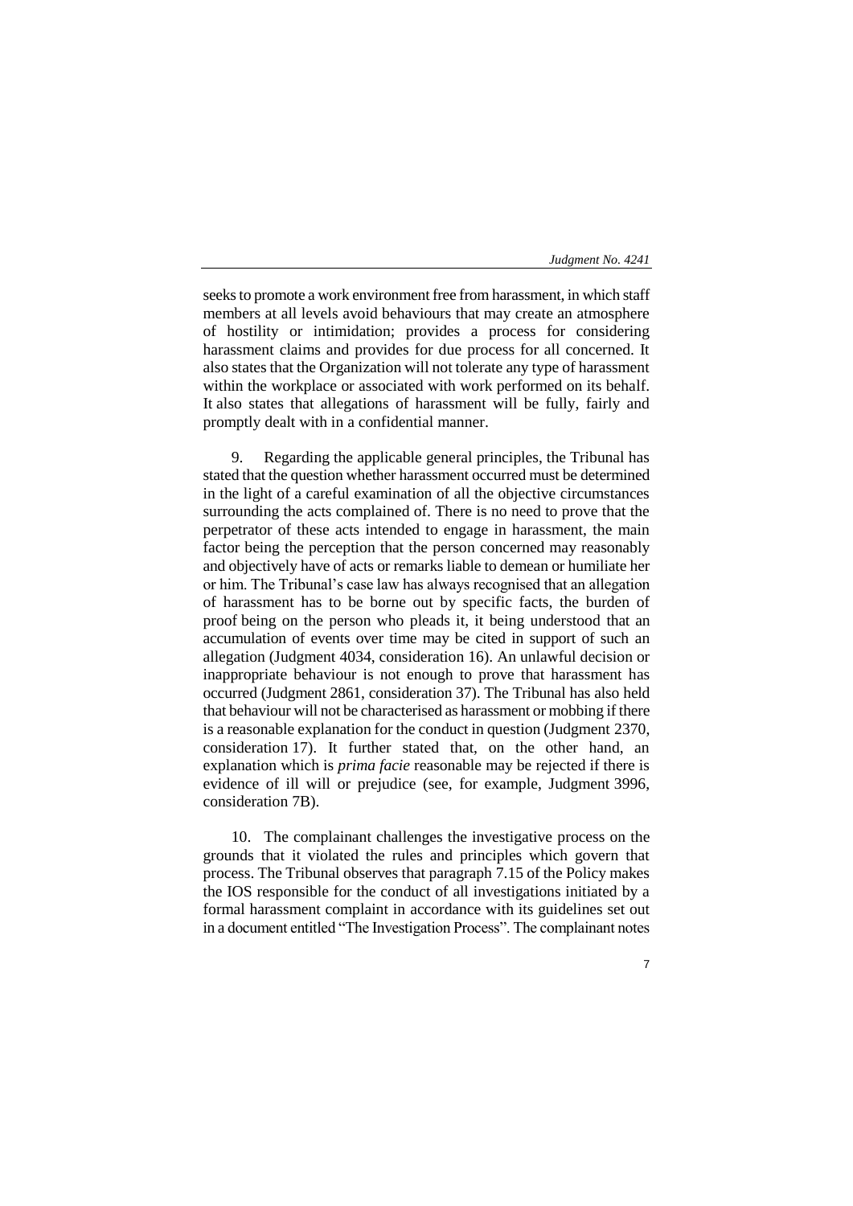seeks to promote a work environment free from harassment, in which staff members at all levels avoid behaviours that may create an atmosphere of hostility or intimidation; provides a process for considering harassment claims and provides for due process for all concerned. It also states that the Organization will not tolerate any type of harassment within the workplace or associated with work performed on its behalf. It also states that allegations of harassment will be fully, fairly and promptly dealt with in a confidential manner.

9. Regarding the applicable general principles, the Tribunal has stated that the question whether harassment occurred must be determined in the light of a careful examination of all the objective circumstances surrounding the acts complained of. There is no need to prove that the perpetrator of these acts intended to engage in harassment, the main factor being the perception that the person concerned may reasonably and objectively have of acts or remarks liable to demean or humiliate her or him. The Tribunal's case law has always recognised that an allegation of harassment has to be borne out by specific facts, the burden of proof being on the person who pleads it, it being understood that an accumulation of events over time may be cited in support of such an allegation (Judgment 4034, consideration 16). An unlawful decision or inappropriate behaviour is not enough to prove that harassment has occurred (Judgment 2861, consideration 37). The Tribunal has also held that behaviour will not be characterised as harassment or mobbing if there is a reasonable explanation for the conduct in question (Judgment 2370, consideration 17). It further stated that, on the other hand, an explanation which is *prima facie* reasonable may be rejected if there is evidence of ill will or prejudice (see, for example, Judgment 3996, consideration 7B).

10. The complainant challenges the investigative process on the grounds that it violated the rules and principles which govern that process. The Tribunal observes that paragraph 7.15 of the Policy makes the IOS responsible for the conduct of all investigations initiated by a formal harassment complaint in accordance with its guidelines set out in a document entitled "The Investigation Process". The complainant notes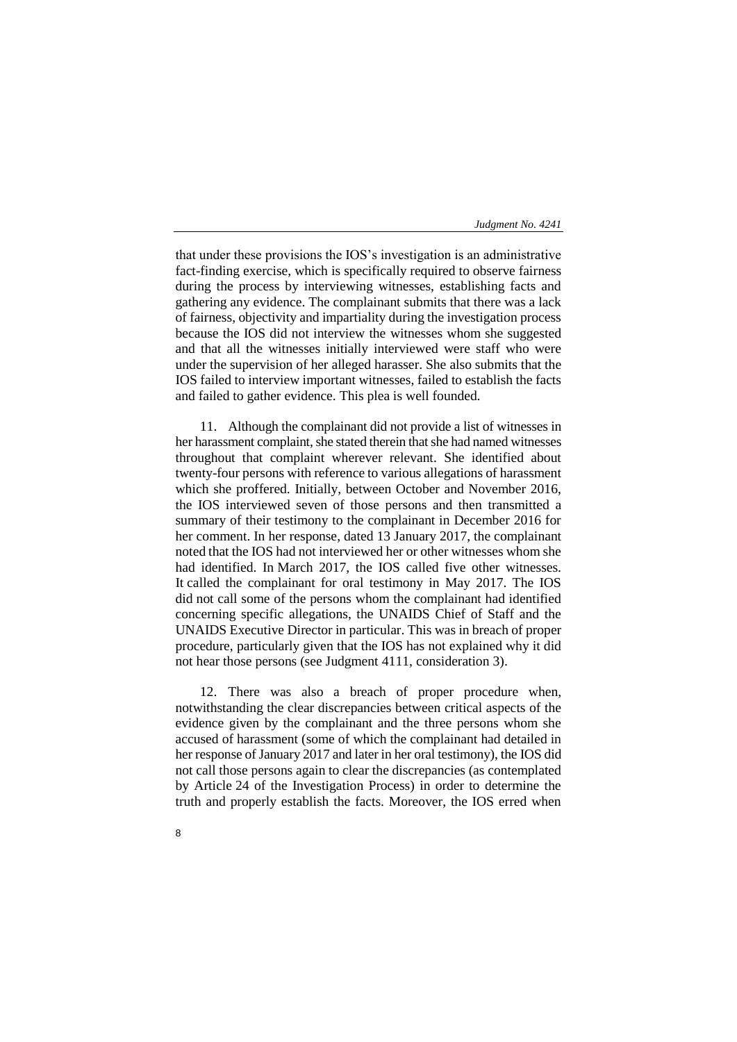that under these provisions the IOS's investigation is an administrative fact-finding exercise, which is specifically required to observe fairness during the process by interviewing witnesses, establishing facts and gathering any evidence. The complainant submits that there was a lack of fairness, objectivity and impartiality during the investigation process because the IOS did not interview the witnesses whom she suggested and that all the witnesses initially interviewed were staff who were under the supervision of her alleged harasser. She also submits that the IOS failed to interview important witnesses, failed to establish the facts and failed to gather evidence. This plea is well founded.

11. Although the complainant did not provide a list of witnesses in her harassment complaint, she stated therein that she had named witnesses throughout that complaint wherever relevant. She identified about twenty-four persons with reference to various allegations of harassment which she proffered. Initially, between October and November 2016, the IOS interviewed seven of those persons and then transmitted a summary of their testimony to the complainant in December 2016 for her comment. In her response, dated 13 January 2017, the complainant noted that the IOS had not interviewed her or other witnesses whom she had identified. In March 2017, the IOS called five other witnesses. It called the complainant for oral testimony in May 2017. The IOS did not call some of the persons whom the complainant had identified concerning specific allegations, the UNAIDS Chief of Staff and the UNAIDS Executive Director in particular. This was in breach of proper procedure, particularly given that the IOS has not explained why it did not hear those persons (see Judgment 4111, consideration 3).

12. There was also a breach of proper procedure when, notwithstanding the clear discrepancies between critical aspects of the evidence given by the complainant and the three persons whom she accused of harassment (some of which the complainant had detailed in her response of January 2017 and later in her oral testimony), the IOS did not call those persons again to clear the discrepancies (as contemplated by Article 24 of the Investigation Process) in order to determine the truth and properly establish the facts. Moreover, the IOS erred when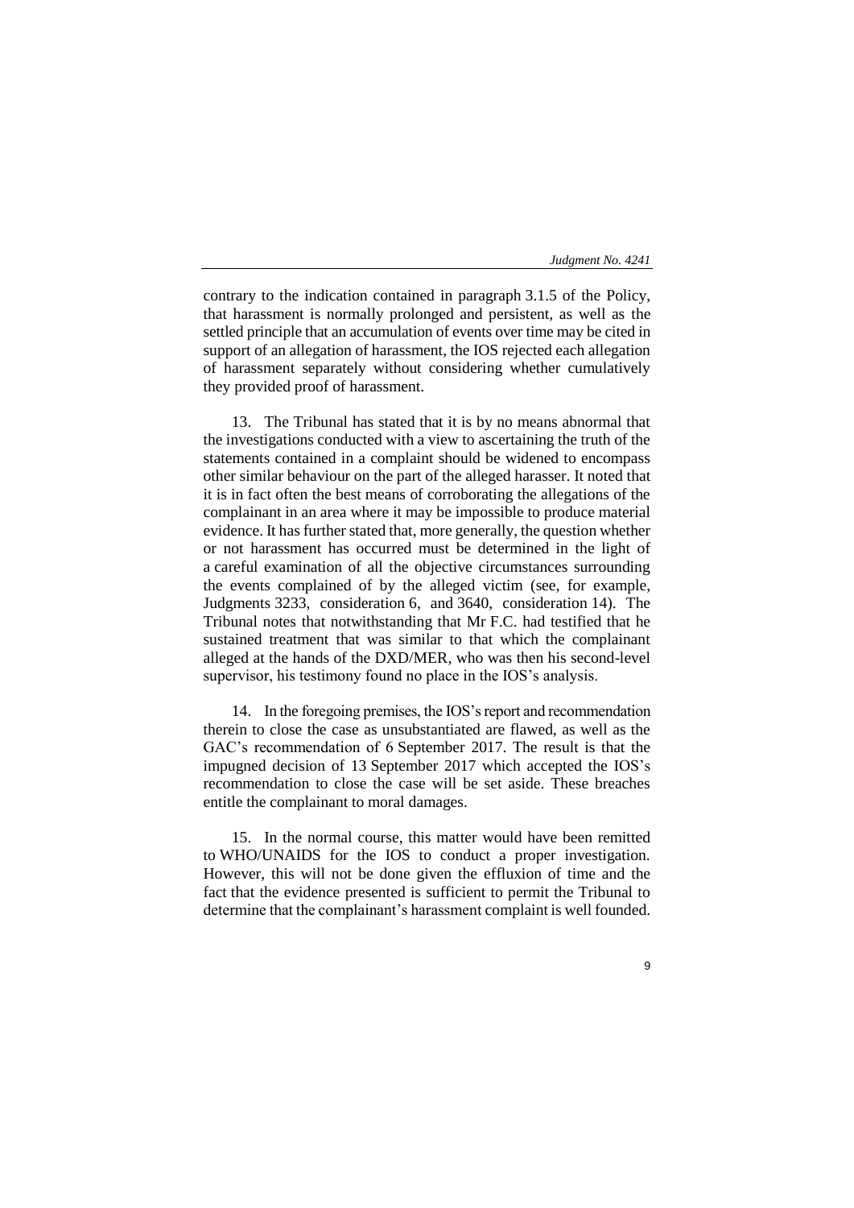contrary to the indication contained in paragraph 3.1.5 of the Policy, that harassment is normally prolonged and persistent, as well as the settled principle that an accumulation of events over time may be cited in support of an allegation of harassment, the IOS rejected each allegation of harassment separately without considering whether cumulatively they provided proof of harassment.

13. The Tribunal has stated that it is by no means abnormal that the investigations conducted with a view to ascertaining the truth of the statements contained in a complaint should be widened to encompass other similar behaviour on the part of the alleged harasser. It noted that it is in fact often the best means of corroborating the allegations of the complainant in an area where it may be impossible to produce material evidence. It has further stated that, more generally, the question whether or not harassment has occurred must be determined in the light of a careful examination of all the objective circumstances surrounding the events complained of by the alleged victim (see, for example, Judgments 3233, consideration 6, and 3640, consideration 14). The Tribunal notes that notwithstanding that Mr F.C. had testified that he sustained treatment that was similar to that which the complainant alleged at the hands of the DXD/MER, who was then his second-level supervisor, his testimony found no place in the IOS's analysis.

14. In the foregoing premises, the IOS's report and recommendation therein to close the case as unsubstantiated are flawed, as well as the GAC's recommendation of 6 September 2017. The result is that the impugned decision of 13 September 2017 which accepted the IOS's recommendation to close the case will be set aside. These breaches entitle the complainant to moral damages.

15. In the normal course, this matter would have been remitted to WHO/UNAIDS for the IOS to conduct a proper investigation. However, this will not be done given the effluxion of time and the fact that the evidence presented is sufficient to permit the Tribunal to determine that the complainant's harassment complaint is well founded.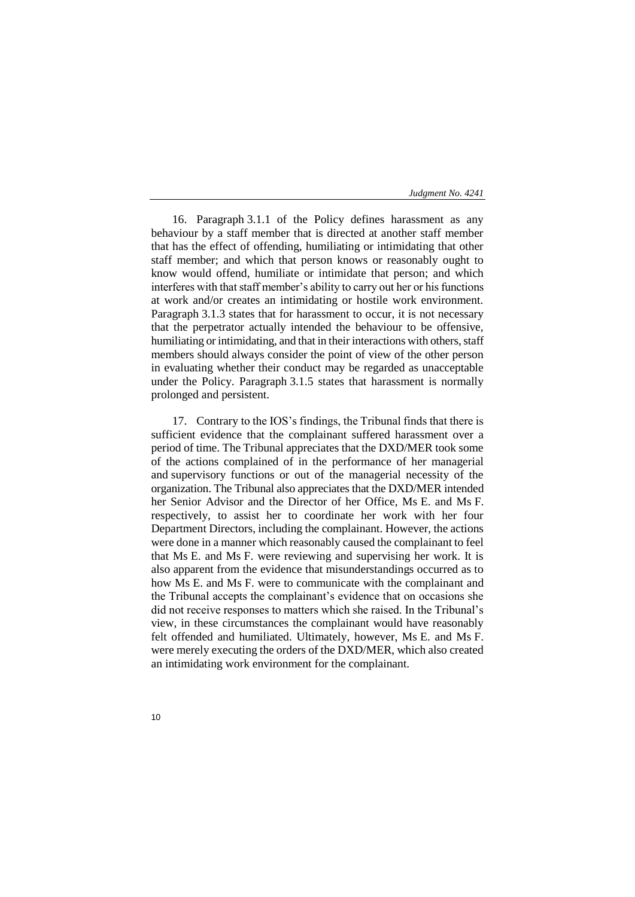16. Paragraph 3.1.1 of the Policy defines harassment as any behaviour by a staff member that is directed at another staff member that has the effect of offending, humiliating or intimidating that other staff member; and which that person knows or reasonably ought to know would offend, humiliate or intimidate that person; and which interferes with that staff member's ability to carry out her or his functions at work and/or creates an intimidating or hostile work environment. Paragraph 3.1.3 states that for harassment to occur, it is not necessary that the perpetrator actually intended the behaviour to be offensive, humiliating or intimidating, and that in their interactions with others, staff members should always consider the point of view of the other person in evaluating whether their conduct may be regarded as unacceptable under the Policy. Paragraph 3.1.5 states that harassment is normally prolonged and persistent.

17. Contrary to the IOS's findings, the Tribunal finds that there is sufficient evidence that the complainant suffered harassment over a period of time. The Tribunal appreciates that the DXD/MER took some of the actions complained of in the performance of her managerial and supervisory functions or out of the managerial necessity of the organization. The Tribunal also appreciates that the DXD/MER intended her Senior Advisor and the Director of her Office, Ms E. and Ms F. respectively, to assist her to coordinate her work with her four Department Directors, including the complainant. However, the actions were done in a manner which reasonably caused the complainant to feel that Ms E. and Ms F. were reviewing and supervising her work. It is also apparent from the evidence that misunderstandings occurred as to how Ms E. and Ms F. were to communicate with the complainant and the Tribunal accepts the complainant's evidence that on occasions she did not receive responses to matters which she raised. In the Tribunal's view, in these circumstances the complainant would have reasonably felt offended and humiliated. Ultimately, however, Ms E. and Ms F. were merely executing the orders of the DXD/MER, which also created an intimidating work environment for the complainant.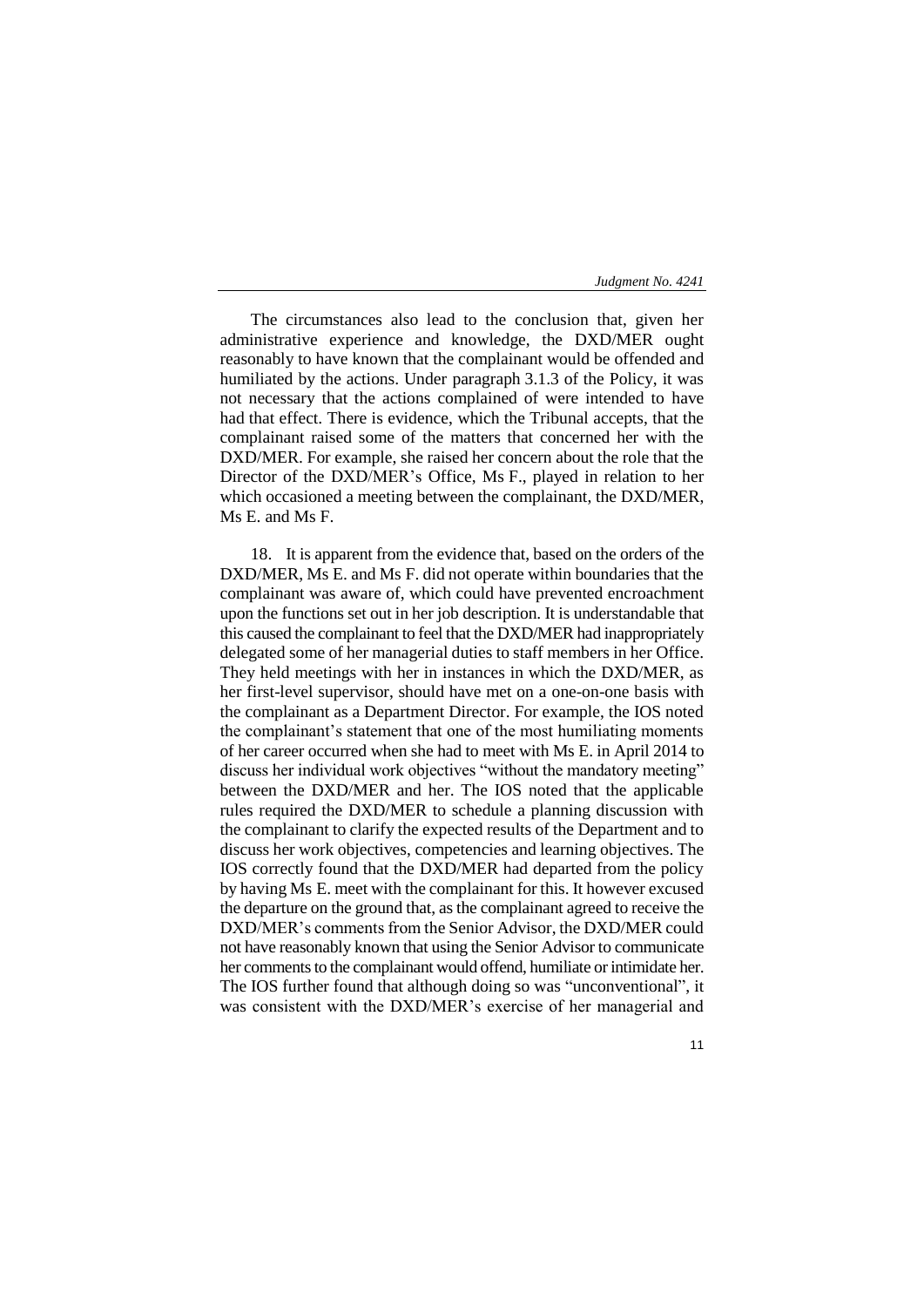The circumstances also lead to the conclusion that, given her administrative experience and knowledge, the DXD/MER ought reasonably to have known that the complainant would be offended and humiliated by the actions. Under paragraph 3.1.3 of the Policy, it was not necessary that the actions complained of were intended to have had that effect. There is evidence, which the Tribunal accepts, that the complainant raised some of the matters that concerned her with the DXD/MER. For example, she raised her concern about the role that the Director of the DXD/MER's Office, Ms F., played in relation to her which occasioned a meeting between the complainant, the DXD/MER, Ms E. and Ms F.

18. It is apparent from the evidence that, based on the orders of the DXD/MER, Ms E. and Ms F. did not operate within boundaries that the complainant was aware of, which could have prevented encroachment upon the functions set out in her job description. It is understandable that this caused the complainant to feel that the DXD/MER had inappropriately delegated some of her managerial duties to staff members in her Office. They held meetings with her in instances in which the DXD/MER, as her first-level supervisor, should have met on a one-on-one basis with the complainant as a Department Director. For example, the IOS noted the complainant's statement that one of the most humiliating moments of her career occurred when she had to meet with Ms E. in April 2014 to discuss her individual work objectives "without the mandatory meeting" between the DXD/MER and her. The IOS noted that the applicable rules required the DXD/MER to schedule a planning discussion with the complainant to clarify the expected results of the Department and to discuss her work objectives, competencies and learning objectives. The IOS correctly found that the DXD/MER had departed from the policy by having Ms E. meet with the complainant for this. It however excused the departure on the ground that, as the complainant agreed to receive the DXD/MER's comments from the Senior Advisor, the DXD/MER could not have reasonably known that using the Senior Advisor to communicate her comments to the complainant would offend, humiliate or intimidate her. The IOS further found that although doing so was "unconventional", it was consistent with the DXD/MER's exercise of her managerial and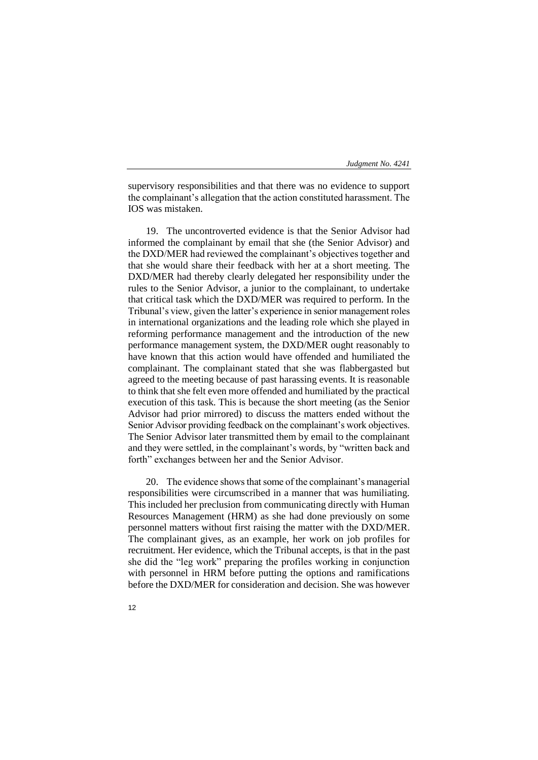supervisory responsibilities and that there was no evidence to support the complainant's allegation that the action constituted harassment. The IOS was mistaken.

19. The uncontroverted evidence is that the Senior Advisor had informed the complainant by email that she (the Senior Advisor) and the DXD/MER had reviewed the complainant's objectives together and that she would share their feedback with her at a short meeting. The DXD/MER had thereby clearly delegated her responsibility under the rules to the Senior Advisor, a junior to the complainant, to undertake that critical task which the DXD/MER was required to perform. In the Tribunal's view, given the latter's experience in senior management roles in international organizations and the leading role which she played in reforming performance management and the introduction of the new performance management system, the DXD/MER ought reasonably to have known that this action would have offended and humiliated the complainant. The complainant stated that she was flabbergasted but agreed to the meeting because of past harassing events. It is reasonable to think that she felt even more offended and humiliated by the practical execution of this task. This is because the short meeting (as the Senior Advisor had prior mirrored) to discuss the matters ended without the Senior Advisor providing feedback on the complainant's work objectives. The Senior Advisor later transmitted them by email to the complainant and they were settled, in the complainant's words, by "written back and forth" exchanges between her and the Senior Advisor.

20. The evidence shows that some of the complainant's managerial responsibilities were circumscribed in a manner that was humiliating. This included her preclusion from communicating directly with Human Resources Management (HRM) as she had done previously on some personnel matters without first raising the matter with the DXD/MER. The complainant gives, as an example, her work on job profiles for recruitment. Her evidence, which the Tribunal accepts, is that in the past she did the "leg work" preparing the profiles working in conjunction with personnel in HRM before putting the options and ramifications before the DXD/MER for consideration and decision. She was however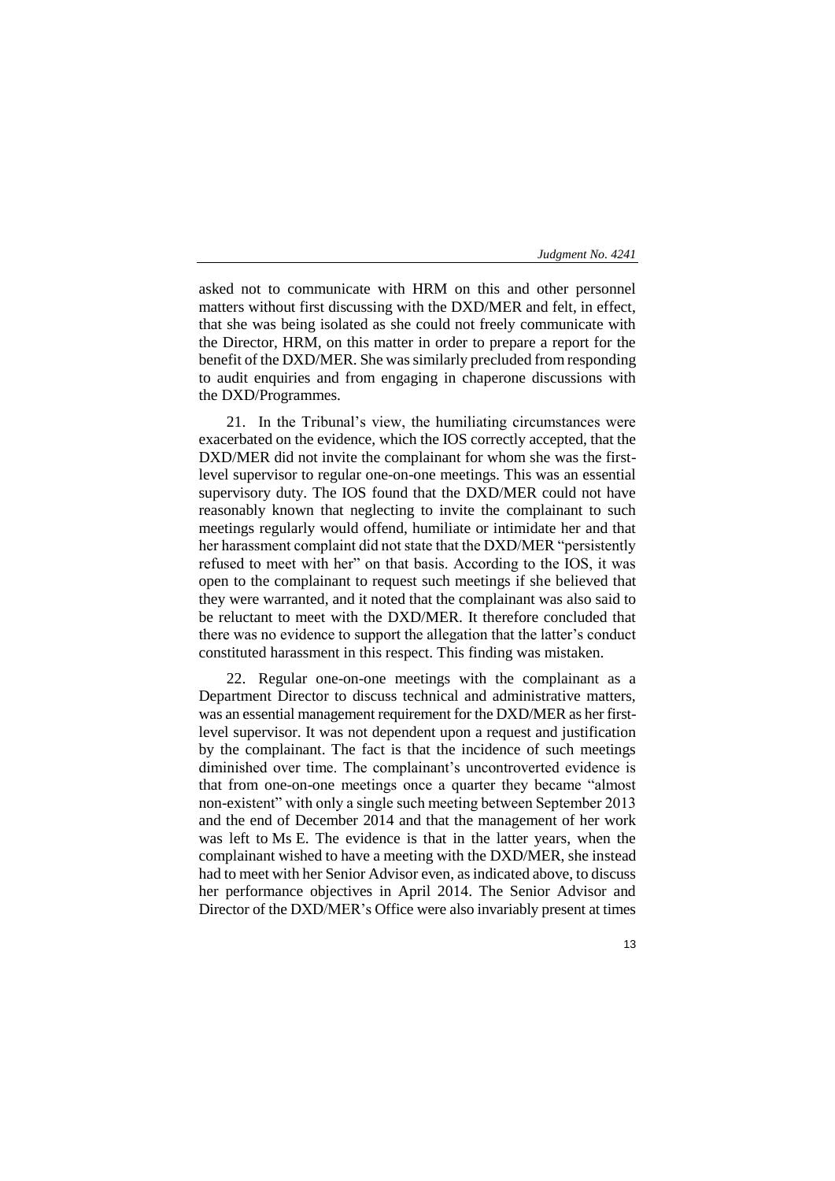asked not to communicate with HRM on this and other personnel matters without first discussing with the DXD/MER and felt, in effect, that she was being isolated as she could not freely communicate with the Director, HRM, on this matter in order to prepare a report for the benefit of the DXD/MER. She was similarly precluded from responding to audit enquiries and from engaging in chaperone discussions with the DXD/Programmes.

21. In the Tribunal's view, the humiliating circumstances were exacerbated on the evidence, which the IOS correctly accepted, that the DXD/MER did not invite the complainant for whom she was the first-level supervisor to regular one-on-one meetings. This was an essential supervisory duty. The IOS found that the DXD/MER could not have reasonably known that neglecting to invite the complainant to such meetings regularly would offend, humiliate or intimidate her and that her harassment complaint did not state that the DXD/MER "persistently refused to meet with her" on that basis. According to the IOS, it was open to the complainant to request such meetings if she believed that they were warranted, and it noted that the complainant was also said to be reluctant to meet with the DXD/MER. It therefore concluded that there was no evidence to support the allegation that the latter's conduct constituted harassment in this respect. This finding was mistaken.

22. Regular one-on-one meetings with the complainant as a Department Director to discuss technical and administrative matters, was an essential management requirement for the DXD/MER as her first-level supervisor. It was not dependent upon a request and justification by the complainant. The fact is that the incidence of such meetings diminished over time. The complainant's uncontroverted evidence is that from one-on-one meetings once a quarter they became "almost non-existent" with only a single such meeting between September 2013 and the end of December 2014 and that the management of her work was left to Ms E. The evidence is that in the latter years, when the complainant wished to have a meeting with the DXD/MER, she instead had to meet with her Senior Advisor even, as indicated above, to discuss her performance objectives in April 2014. The Senior Advisor and Director of the DXD/MER's Office were also invariably present at times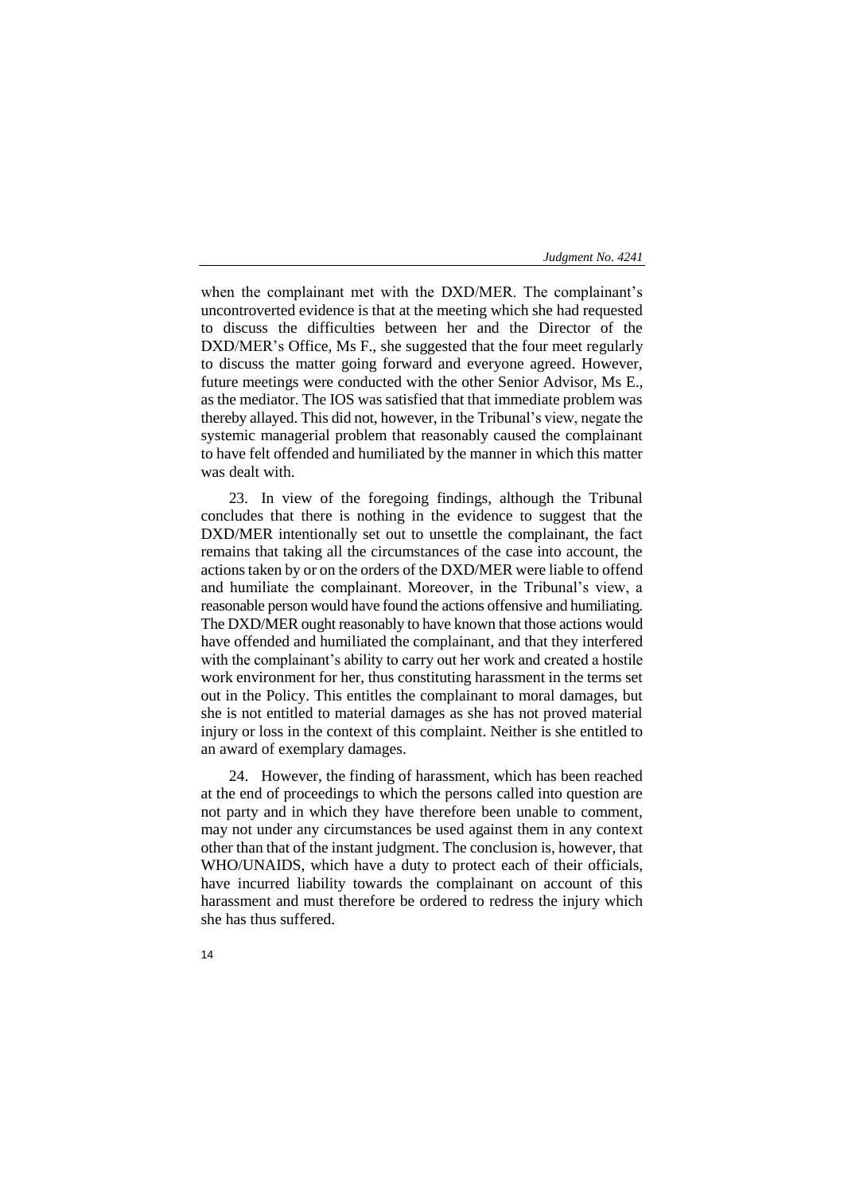when the complainant met with the DXD/MER. The complainant's uncontroverted evidence is that at the meeting which she had requested to discuss the difficulties between her and the Director of the DXD/MER's Office, Ms F., she suggested that the four meet regularly to discuss the matter going forward and everyone agreed. However, future meetings were conducted with the other Senior Advisor, Ms E., as the mediator. The IOS was satisfied that that immediate problem was thereby allayed. This did not, however, in the Tribunal's view, negate the systemic managerial problem that reasonably caused the complainant to have felt offended and humiliated by the manner in which this matter was dealt with.

23. In view of the foregoing findings, although the Tribunal concludes that there is nothing in the evidence to suggest that the DXD/MER intentionally set out to unsettle the complainant, the fact remains that taking all the circumstances of the case into account, the actions taken by or on the orders of the DXD/MER were liable to offend and humiliate the complainant. Moreover, in the Tribunal's view, a reasonable person would have found the actions offensive and humiliating. The DXD/MER ought reasonably to have known that those actions would have offended and humiliated the complainant, and that they interfered with the complainant's ability to carry out her work and created a hostile work environment for her, thus constituting harassment in the terms set out in the Policy. This entitles the complainant to moral damages, but she is not entitled to material damages as she has not proved material injury or loss in the context of this complaint. Neither is she entitled to an award of exemplary damages.

24. However, the finding of harassment, which has been reached at the end of proceedings to which the persons called into question are not party and in which they have therefore been unable to comment, may not under any circumstances be used against them in any context other than that of the instant judgment. The conclusion is, however, that WHO/UNAIDS, which have a duty to protect each of their officials, have incurred liability towards the complainant on account of this harassment and must therefore be ordered to redress the injury which she has thus suffered.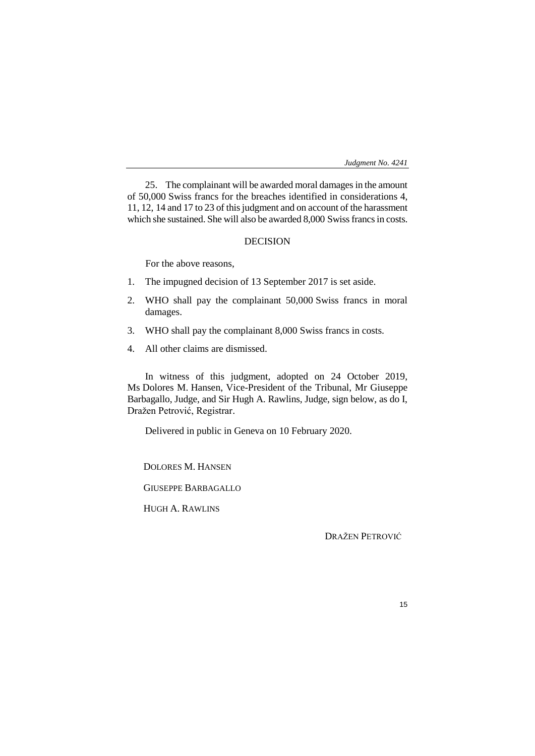25. The complainant will be awarded moral damages in the amount of 50,000 Swiss francs for the breaches identified in considerations 4, 11, 12, 14 and 17 to 23 of this judgment and on account of the harassment which she sustained. She will also be awarded 8,000 Swiss francs in costs.

## DECISION

For the above reasons,

1. The impugned decision of 13 September 2017 is set aside.
2. WHO shall pay the complainant 50,000 Swiss francs in moral damages.
3. WHO shall pay the complainant 8,000 Swiss francs in costs.
4. All other claims are dismissed.

In witness of this judgment, adopted on 24 October 2019, Ms Dolores M. Hansen, Vice-President of the Tribunal, Mr Giuseppe Barbagallo, Judge, and Sir Hugh A. Rawlins, Judge, sign below, as do I, Dražen Petrović, Registrar.

Delivered in public in Geneva on 10 February 2020.

DOLORES M. HANSEN

GIUSEPPE BARBAGALLO

HUGH A. RAWLINS

DRAŽEN PETROVIĆ